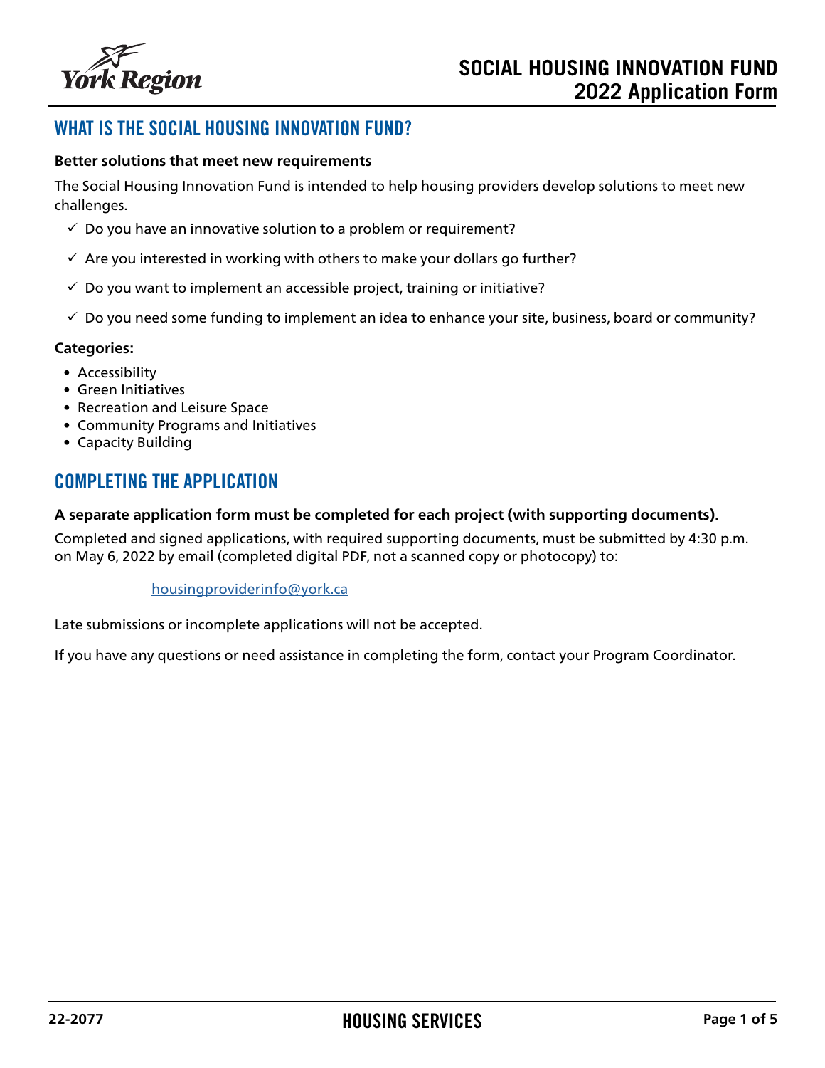# SOCIAL HOUSING INNOVATION FUND
# 2022 Application Form

## WHAT IS THE SOCIAL HOUSING INNOVATION FUND?

**Better solutions that meet new requirements**

The Social Housing Innovation Fund is intended to help housing providers develop solutions to meet new challenges.

- ✓ Do you have an innovative solution to a problem or requirement?
- ✓ Are you interested in working with others to make your dollars go further?
- ✓ Do you want to implement an accessible project, training or initiative?
- ✓ Do you need some funding to implement an idea to enhance your site, business, board or community?

**Categories:**

- Accessibility
- Green Initiatives
- Recreation and Leisure Space
- Community Programs and Initiatives
- Capacity Building

## COMPLETING THE APPLICATION

**A separate application form must be completed for each project (with supporting documents).**

Completed and signed applications, with required supporting documents, must be submitted by 4:30 p.m. on May 6, 2022 by email (completed digital PDF, not a scanned copy or photocopy) to:

housingproviderinfo@york.ca

Late submissions or incomplete applications will not be accepted.

If you have any questions or need assistance in completing the form, contact your Program Coordinator.

22-2077

HOUSING SERVICES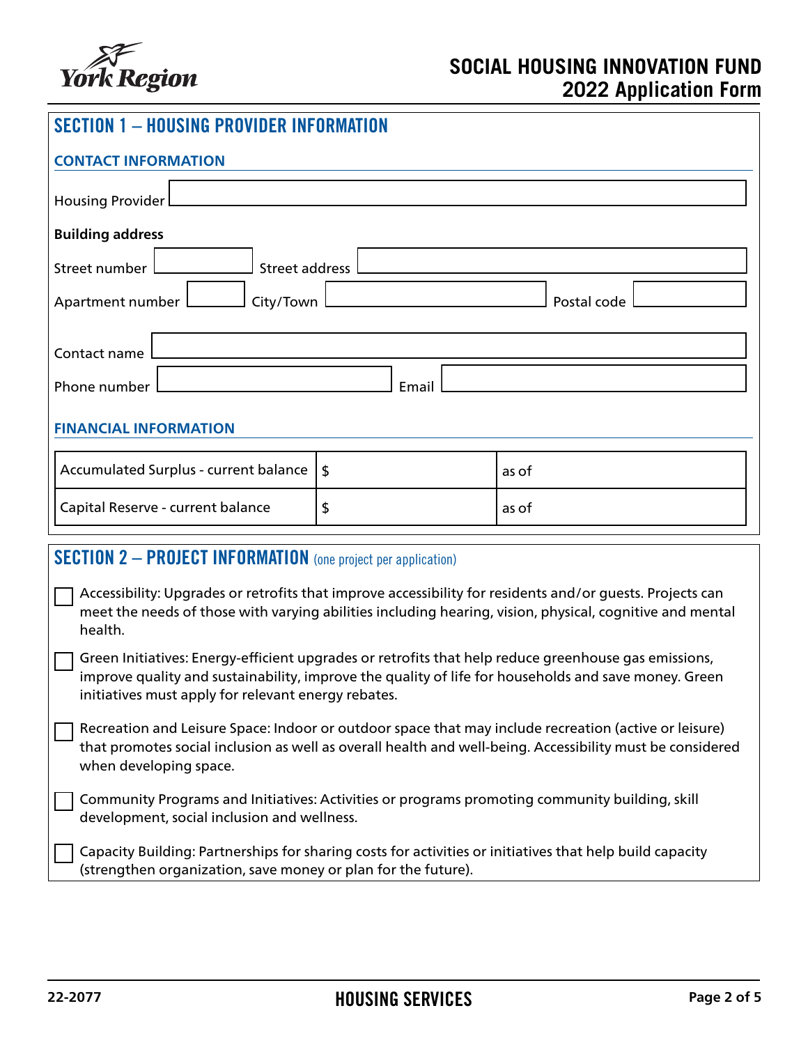# SOCIAL HOUSING INNOVATION FUND 2022 Application Form

## SECTION 1 – HOUSING PROVIDER INFORMATION

### CONTACT INFORMATION

Housing Provider

**Building address**

Street number | Street address

Apartment number | City/Town | Postal code

Contact name

Phone number | Email

### FINANCIAL INFORMATION

| Accumulated Surplus - current balance | $ | as of |
|---|---|---|
| Capital Reserve - current balance | $ | as of |

## SECTION 2 – PROJECT INFORMATION (one project per application)

- [ ] Accessibility: Upgrades or retrofits that improve accessibility for residents and/or guests. Projects can meet the needs of those with varying abilities including hearing, vision, physical, cognitive and mental health.
- [ ] Green Initiatives: Energy-efficient upgrades or retrofits that help reduce greenhouse gas emissions, improve quality and sustainability, improve the quality of life for households and save money. Green initiatives must apply for relevant energy rebates.
- [ ] Recreation and Leisure Space: Indoor or outdoor space that may include recreation (active or leisure) that promotes social inclusion as well as overall health and well-being. Accessibility must be considered when developing space.
- [ ] Community Programs and Initiatives: Activities or programs promoting community building, skill development, social inclusion and wellness.
- [ ] Capacity Building: Partnerships for sharing costs for activities or initiatives that help build capacity (strengthen organization, save money or plan for the future).

22-2077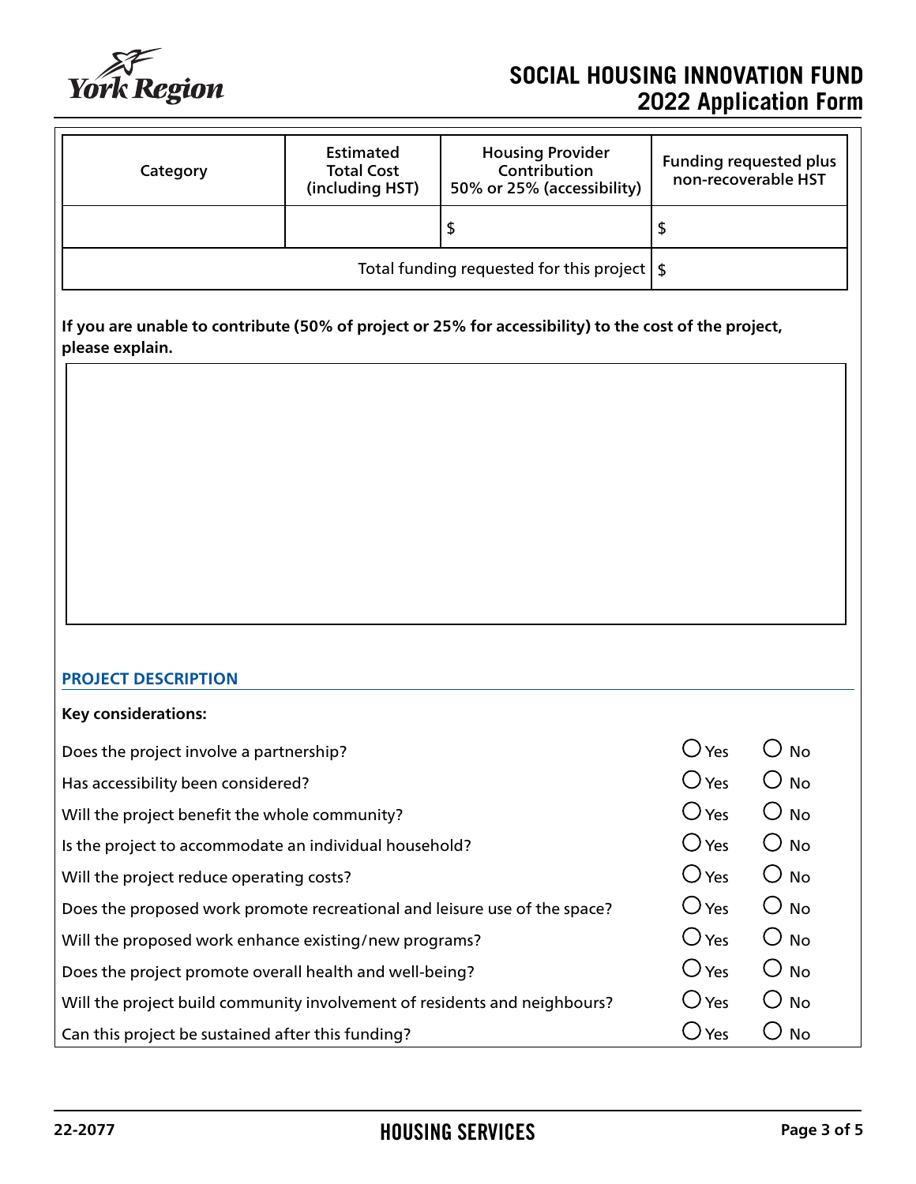| Category | Estimated Total Cost (including HST) | Housing Provider Contribution 50% or 25% (accessibility) | Funding requested plus non-recoverable HST |
|---|---|---|---|
| | | $ | $ |
| | | Total funding requested for this project | $ |

**If you are unable to contribute (50% of project or 25% for accessibility) to the cost of the project, please explain.**

## PROJECT DESCRIPTION

**Key considerations:**

| | | |
|---|---|---|
| Does the project involve a partnership? | ○ Yes | ○ No |
| Has accessibility been considered? | ○ Yes | ○ No |
| Will the project benefit the whole community? | ○ Yes | ○ No |
| Is the project to accommodate an individual household? | ○ Yes | ○ No |
| Will the project reduce operating costs? | ○ Yes | ○ No |
| Does the proposed work promote recreational and leisure use of the space? | ○ Yes | ○ No |
| Will the proposed work enhance existing/new programs? | ○ Yes | ○ No |
| Does the project promote overall health and well-being? | ○ Yes | ○ No |
| Will the project build community involvement of residents and neighbours? | ○ Yes | ○ No |
| Can this project be sustained after this funding? | ○ Yes | ○ No |

22-2077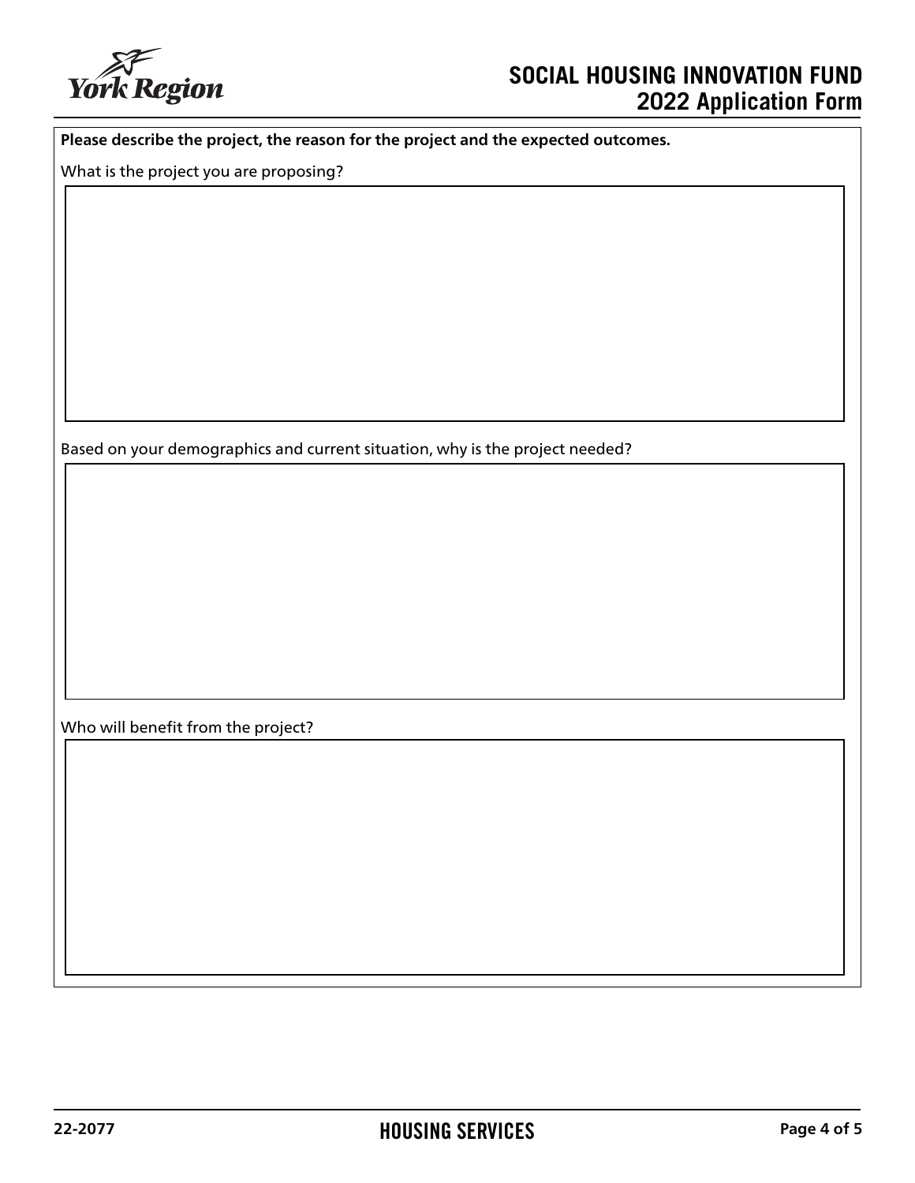**Please describe the project, the reason for the project and the expected outcomes.**

What is the project you are proposing?

Based on your demographics and current situation, why is the project needed?

Who will benefit from the project?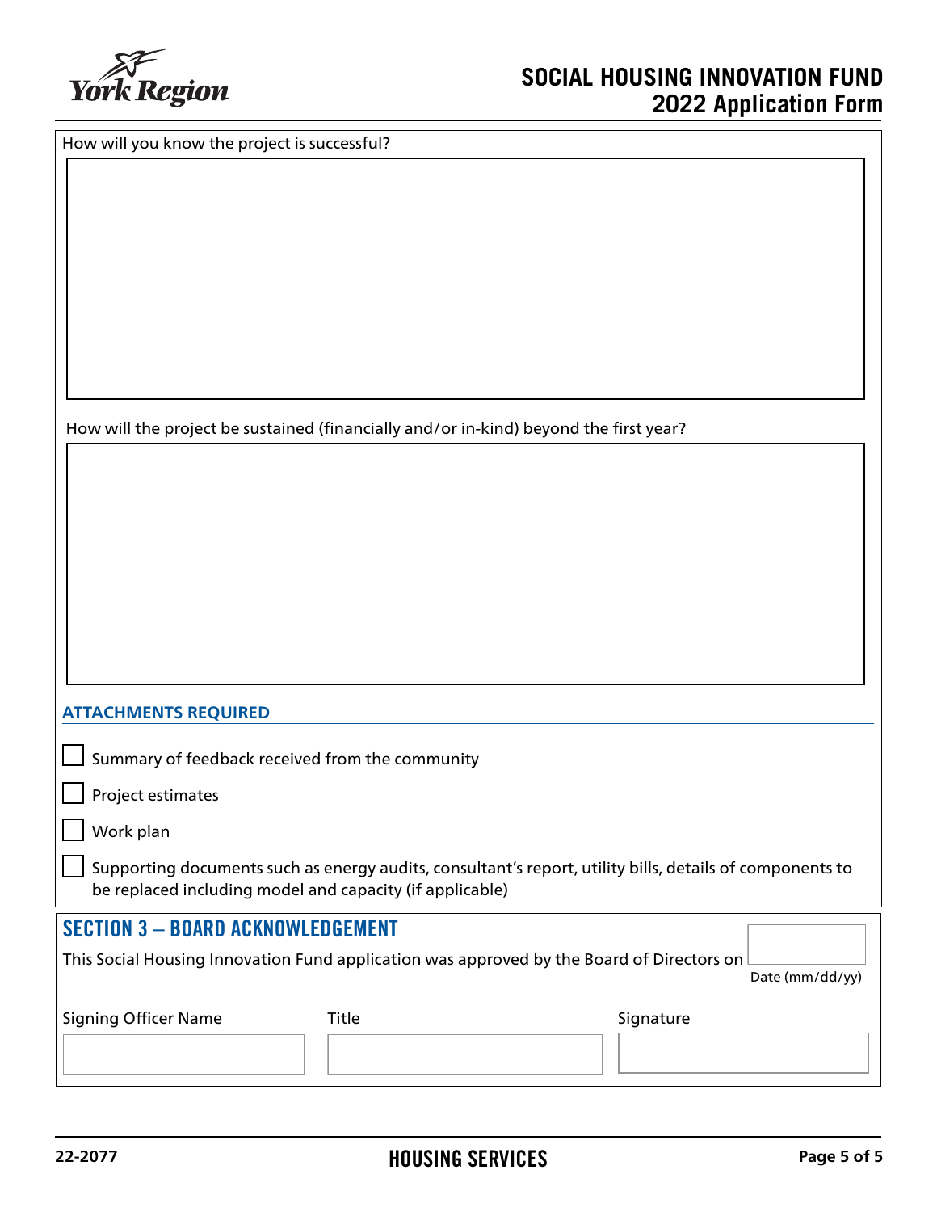How will you know the project is successful?

How will the project be sustained (financially and/or in-kind) beyond the first year?

### ATTACHMENTS REQUIRED

- [ ] Summary of feedback received from the community
- [ ] Project estimates
- [ ] Work plan
- [ ] Supporting documents such as energy audits, consultant's report, utility bills, details of components to be replaced including model and capacity (if applicable)

## SECTION 3 – BOARD ACKNOWLEDGEMENT

This Social Housing Innovation Fund application was approved by the Board of Directors on

Date (mm/dd/yy)

| Signing Officer Name | Title | Signature |
| --- | --- | --- |
| | | |